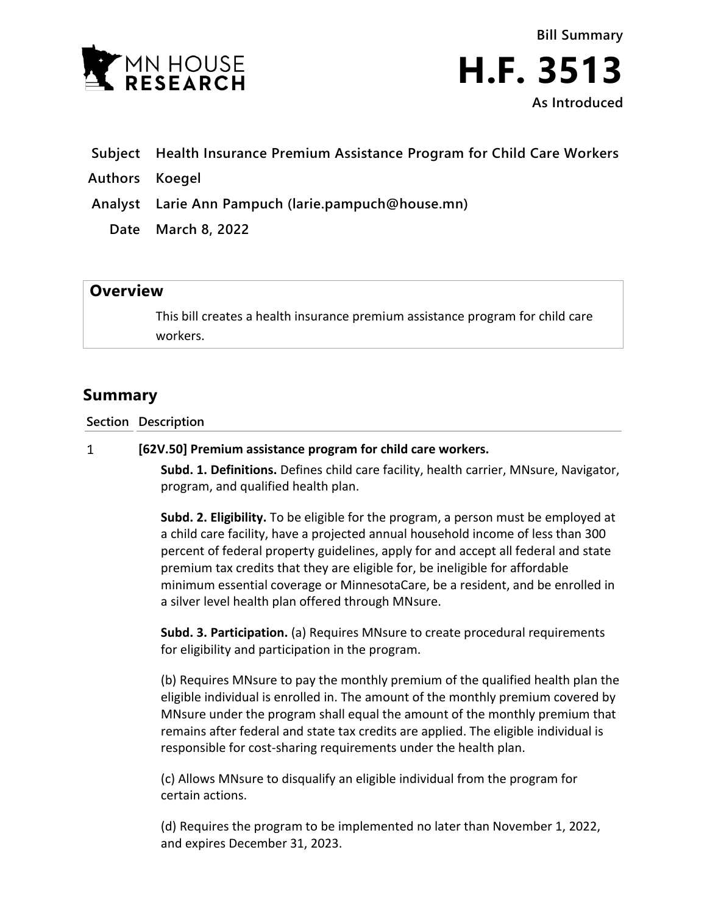MN HOUSE RESEARCH

Bill Summary

# H.F. 3513

As Introduced

**Subject** Health Insurance Premium Assistance Program for Child Care Workers

**Authors** Koegel

**Analyst** Larie Ann Pampuch (larie.pampuch@house.mn)

**Date** March 8, 2022

## Overview

This bill creates a health insurance premium assistance program for child care workers.

## Summary

| Section | Description |
|---|---|

1 **[62V.50] Premium assistance program for child care workers.**

**Subd. 1. Definitions.** Defines child care facility, health carrier, MNsure, Navigator, program, and qualified health plan.

**Subd. 2. Eligibility.** To be eligible for the program, a person must be employed at a child care facility, have a projected annual household income of less than 300 percent of federal property guidelines, apply for and accept all federal and state premium tax credits that they are eligible for, be ineligible for affordable minimum essential coverage or MinnesotaCare, be a resident, and be enrolled in a silver level health plan offered through MNsure.

**Subd. 3. Participation.** (a) Requires MNsure to create procedural requirements for eligibility and participation in the program.

(b) Requires MNsure to pay the monthly premium of the qualified health plan the eligible individual is enrolled in. The amount of the monthly premium covered by MNsure under the program shall equal the amount of the monthly premium that remains after federal and state tax credits are applied. The eligible individual is responsible for cost-sharing requirements under the health plan.

(c) Allows MNsure to disqualify an eligible individual from the program for certain actions.

(d) Requires the program to be implemented no later than November 1, 2022, and expires December 31, 2023.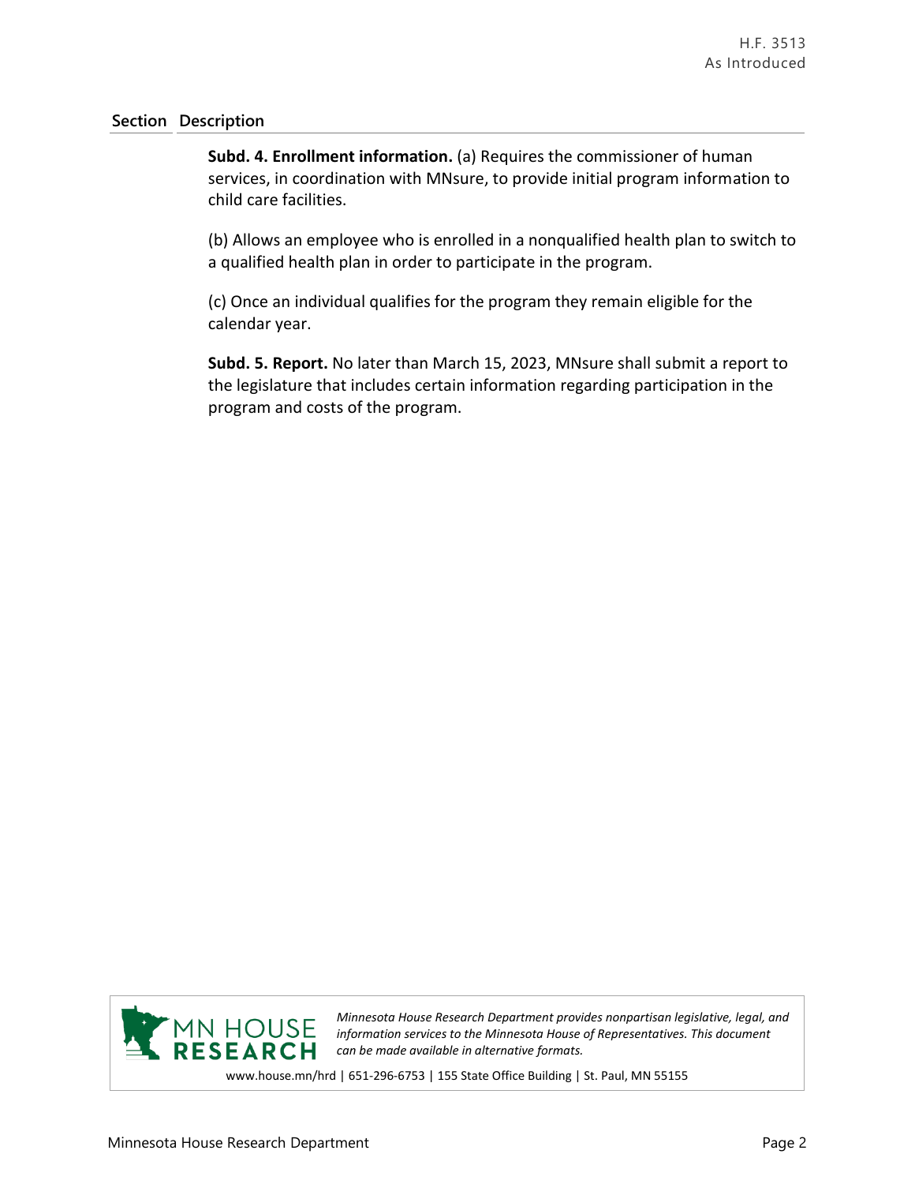| Section | Description |
|---|---|
| | **Subd. 4. Enrollment information.** (a) Requires the commissioner of human services, in coordination with MNsure, to provide initial program information to child care facilities.<br><br>(b) Allows an employee who is enrolled in a nonqualified health plan to switch to a qualified health plan in order to participate in the program.<br><br>(c) Once an individual qualifies for the program they remain eligible for the calendar year.<br><br>**Subd. 5. Report.** No later than March 15, 2023, MNsure shall submit a report to the legislature that includes certain information regarding participation in the program and costs of the program. |

MN HOUSE RESEARCH

*Minnesota House Research Department provides nonpartisan legislative, legal, and information services to the Minnesota House of Representatives. This document can be made available in alternative formats.*

www.house.mn/hrd | 651-296-6753 | 155 State Office Building | St. Paul, MN 55155